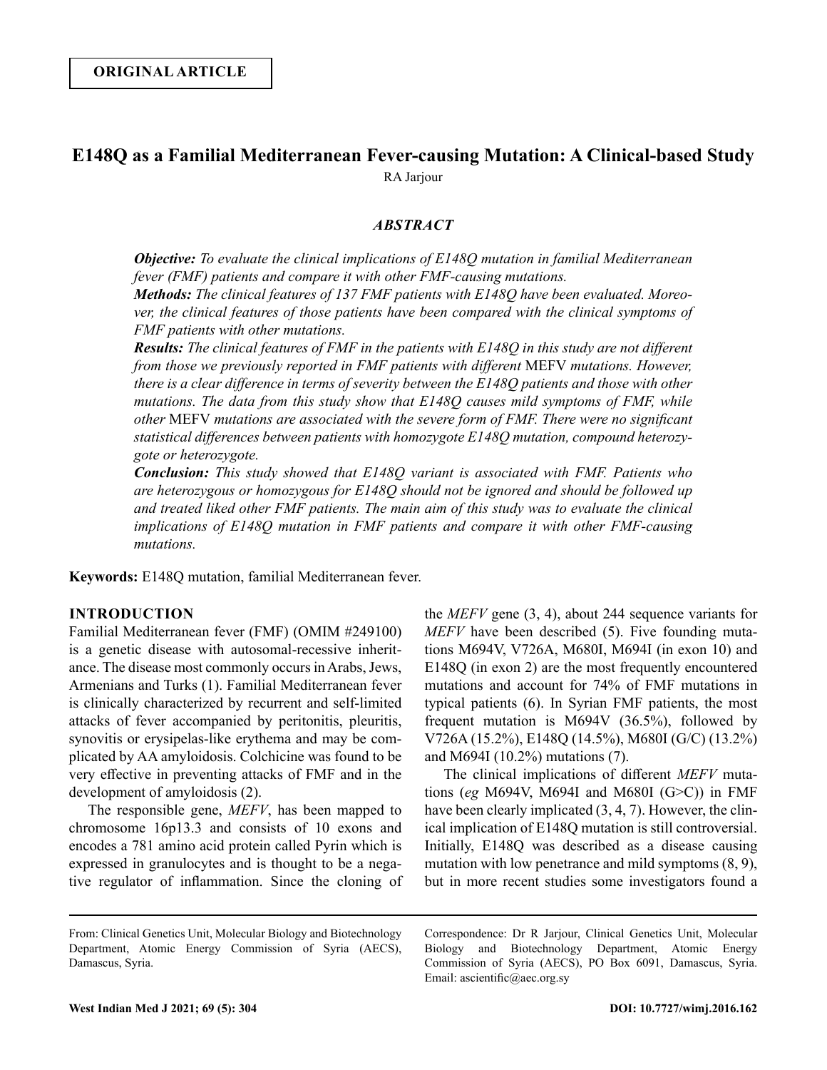**ORIGINAL ARTICLE**

# E148Q as a Familial Mediterranean Fever-causing Mutation: A Clinical-based Study

RA Jarjour

## *ABSTRACT*

***Objective:*** *To evaluate the clinical implications of E148Q mutation in familial Mediterranean fever (FMF) patients and compare it with other FMF-causing mutations.*

***Methods:*** *The clinical features of 137 FMF patients with E148Q have been evaluated. Moreover, the clinical features of those patients have been compared with the clinical symptoms of FMF patients with other mutations.*

***Results:*** *The clinical features of FMF in the patients with E148Q in this study are not different from those we previously reported in FMF patients with different* MEFV *mutations. However, there is a clear difference in terms of severity between the E148Q patients and those with other mutations. The data from this study show that E148Q causes mild symptoms of FMF, while other* MEFV *mutations are associated with the severe form of FMF. There were no significant statistical differences between patients with homozygote E148Q mutation, compound heterozygote or heterozygote.*

***Conclusion:*** *This study showed that E148Q variant is associated with FMF. Patients who are heterozygous or homozygous for E148Q should not be ignored and should be followed up and treated liked other FMF patients. The main aim of this study was to evaluate the clinical implications of E148Q mutation in FMF patients and compare it with other FMF-causing mutations.*

**Keywords:** E148Q mutation, familial Mediterranean fever.

## INTRODUCTION

Familial Mediterranean fever (FMF) (OMIM #249100) is a genetic disease with autosomal-recessive inheritance. The disease most commonly occurs in Arabs, Jews, Armenians and Turks (1). Familial Mediterranean fever is clinically characterized by recurrent and self-limited attacks of fever accompanied by peritonitis, pleuritis, synovitis or erysipelas-like erythema and may be complicated by AA amyloidosis. Colchicine was found to be very effective in preventing attacks of FMF and in the development of amyloidosis (2).

The responsible gene, *MEFV*, has been mapped to chromosome 16p13.3 and consists of 10 exons and encodes a 781 amino acid protein called Pyrin which is expressed in granulocytes and is thought to be a negative regulator of inflammation. Since the cloning of the *MEFV* gene (3, 4), about 244 sequence variants for *MEFV* have been described (5). Five founding mutations M694V, V726A, M680I, M694I (in exon 10) and E148Q (in exon 2) are the most frequently encountered mutations and account for 74% of FMF mutations in typical patients (6). In Syrian FMF patients, the most frequent mutation is M694V (36.5%), followed by V726A (15.2%), E148Q (14.5%), M680I (G/C) (13.2%) and M694I (10.2%) mutations (7).

The clinical implications of different *MEFV* mutations (*eg* M694V, M694I and M680I (G>C)) in FMF have been clearly implicated (3, 4, 7). However, the clinical implication of E148Q mutation is still controversial. Initially, E148Q was described as a disease causing mutation with low penetrance and mild symptoms (8, 9), but in more recent studies some investigators found a

From: Clinical Genetics Unit, Molecular Biology and Biotechnology Department, Atomic Energy Commission of Syria (AECS), Damascus, Syria.

Correspondence: Dr R Jarjour, Clinical Genetics Unit, Molecular Biology and Biotechnology Department, Atomic Energy Commission of Syria (AECS), PO Box 6091, Damascus, Syria. Email: ascientific@aec.org.sy

DOI: 10.7727/wimj.2016.162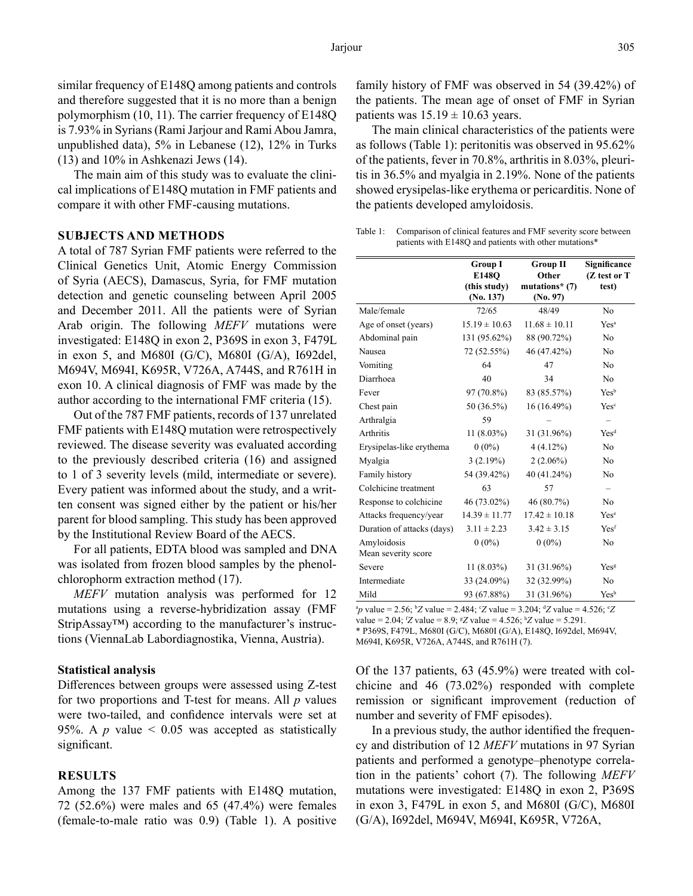similar frequency of E148Q among patients and controls and therefore suggested that it is no more than a benign polymorphism (10, 11). The carrier frequency of E148Q is 7.93% in Syrians (Rami Jarjour and Rami Abou Jamra, unpublished data), 5% in Lebanese (12), 12% in Turks (13) and 10% in Ashkenazi Jews (14).

The main aim of this study was to evaluate the clinical implications of E148Q mutation in FMF patients and compare it with other FMF-causing mutations.

## SUBJECTS AND METHODS

A total of 787 Syrian FMF patients were referred to the Clinical Genetics Unit, Atomic Energy Commission of Syria (AECS), Damascus, Syria, for FMF mutation detection and genetic counseling between April 2005 and December 2011. All the patients were of Syrian Arab origin. The following *MEFV* mutations were investigated: E148Q in exon 2, P369S in exon 3, F479L in exon 5, and M680I (G/C), M680I (G/A), I692del, M694V, M694I, K695R, V726A, A744S, and R761H in exon 10. A clinical diagnosis of FMF was made by the author according to the international FMF criteria (15).

Out of the 787 FMF patients, records of 137 unrelated FMF patients with E148Q mutation were retrospectively reviewed. The disease severity was evaluated according to the previously described criteria (16) and assigned to 1 of 3 severity levels (mild, intermediate or severe). Every patient was informed about the study, and a written consent was signed either by the patient or his/her parent for blood sampling. This study has been approved by the Institutional Review Board of the AECS.

For all patients, EDTA blood was sampled and DNA was isolated from frozen blood samples by the phenol-chlorophorm extraction method (17).

*MEFV* mutation analysis was performed for 12 mutations using a reverse-hybridization assay (FMF StripAssay™) according to the manufacturer's instructions (ViennaLab Labordiagnostika, Vienna, Austria).

### Statistical analysis

Differences between groups were assessed using Z-test for two proportions and T-test for means. All *p* values were two-tailed, and confidence intervals were set at 95%. A *p* value $< 0.05$ was accepted as statistically significant.

## RESULTS

Among the 137 FMF patients with E148Q mutation, 72 (52.6%) were males and 65 (47.4%) were females (female-to-male ratio was 0.9) (Table 1). A positive family history of FMF was observed in 54 (39.42%) of the patients. The mean age of onset of FMF in Syrian patients was $15.19 \pm 10.63$ years.

The main clinical characteristics of the patients were as follows (Table 1): peritonitis was observed in 95.62% of the patients, fever in 70.8%, arthritis in 8.03%, pleuritis in 36.5% and myalgia in 2.19%. None of the patients showed erysipelas-like erythema or pericarditis. None of the patients developed amyloidosis.

Table 1: Comparison of clinical features and FMF severity score between patients with E148Q and patients with other mutations*

| | Group I E148Q (this study) (No. 137) | Group II Other mutations* (7) (No. 97) | Significance (Z test or T test) |
|---|---|---|---|
| Male/female | 72/65 | 48/49 | No |
| Age of onset (years) | $15.19 \pm 10.63$ | $11.68 \pm 10.11$ | Yes[a] |
| Abdominal pain | 131 (95.62%) | 88 (90.72%) | No |
| Nausea | 72 (52.55%) | 46 (47.42%) | No |
| Vomiting | 64 | 47 | No |
| Diarrhoea | 40 | 34 | No |
| Fever | 97 (70.8%) | 83 (85.57%) | Yes[b] |
| Chest pain | 50 (36.5%) | 16 (16.49%) | Yes[c] |
| Arthralgia | 59 | – | – |
| Arthritis | 11 (8.03%) | 31 (31.96%) | Yes[d] |
| Erysipelas-like erythema | 0 (0%) | 4 (4.12%) | No |
| Myalgia | 3 (2.19%) | 2 (2.06%) | No |
| Family history | 54 (39.42%) | 40 (41.24%) | No |
| Colchicine treatment | 63 | 57 | – |
| Response to colchicine | 46 (73.02%) | 46 (80.7%) | No |
| Attacks frequency/year | $14.39 \pm 11.77$ | $17.42 \pm 10.18$ | Yes[e] |
| Duration of attacks (days) | $3.11 \pm 2.23$ | $3.42 \pm 3.15$ | Yes[f] |
| Amyloidosis | 0 (0%) | 0 (0%) | No |
| Mean severity score | | | |
| Severe | 11 (8.03%) | 31 (31.96%) | Yes[g] |
| Intermediate | 33 (24.09%) | 32 (32.99%) | No |
| Mild | 93 (67.88%) | 31 (31.96%) | Yes[h] |

[a]*p* value = 2.56; [b]*Z* value = 2.484; [c]*Z* value = 3.204; [d]*Z* value = 4.526; [e]*Z* value = 2.04; [f]*Z* value = 8.9; [g]*Z* value = 4.526; [h]*Z* value = 5.291.
* P369S, F479L, M680I (G/C), M680I (G/A), E148Q, I692del, M694V, M694I, K695R, V726A, A744S, and R761H (7).

Of the 137 patients, 63 (45.9%) were treated with colchicine and 46 (73.02%) responded with complete remission or significant improvement (reduction of number and severity of FMF episodes).

In a previous study, the author identified the frequency and distribution of 12 *MEFV* mutations in 97 Syrian patients and performed a genotype–phenotype correlation in the patients' cohort (7). The following *MEFV* mutations were investigated: E148Q in exon 2, P369S in exon 3, F479L in exon 5, and M680I (G/C), M680I (G/A), I692del, M694V, M694I, K695R, V726A,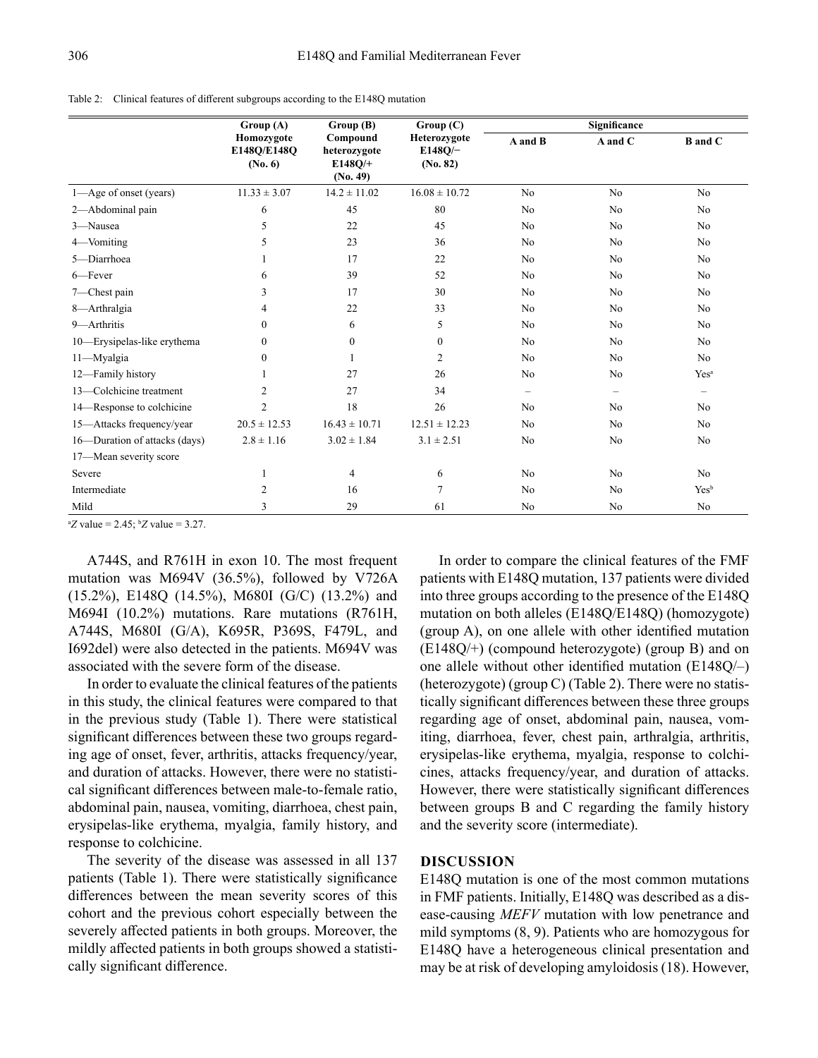Table 2: Clinical features of different subgroups according to the E148Q mutation

| | Group (A) Homozygote E148Q/E148Q (No. 6) | Group (B) Compound heterozygote E148Q/+ (No. 49) | Group (C) Heterozygote E148Q/− (No. 82) | Significance | | |
|---|---|---|---|---|---|---|
| | | | | A and B | A and C | B and C |
| 1—Age of onset (years) | 11.33 ± 3.07 | 14.2 ± 11.02 | 16.08 ± 10.72 | No | No | No |
| 2—Abdominal pain | 6 | 45 | 80 | No | No | No |
| 3—Nausea | 5 | 22 | 45 | No | No | No |
| 4—Vomiting | 5 | 23 | 36 | No | No | No |
| 5—Diarrhoea | 1 | 17 | 22 | No | No | No |
| 6—Fever | 6 | 39 | 52 | No | No | No |
| 7—Chest pain | 3 | 17 | 30 | No | No | No |
| 8—Arthralgia | 4 | 22 | 33 | No | No | No |
| 9—Arthritis | 0 | 6 | 5 | No | No | No |
| 10—Erysipelas-like erythema | 0 | 0 | 0 | No | No | No |
| 11—Myalgia | 0 | 1 | 2 | No | No | No |
| 12—Family history | 1 | 27 | 26 | No | No | Yes[a] |
| 13—Colchicine treatment | 2 | 27 | 34 | – | – | – |
| 14—Response to colchicine | 2 | 18 | 26 | No | No | No |
| 15—Attacks frequency/year | 20.5 ± 12.53 | 16.43 ± 10.71 | 12.51 ± 12.23 | No | No | No |
| 16—Duration of attacks (days) | 2.8 ± 1.16 | 3.02 ± 1.84 | 3.1 ± 2.51 | No | No | No |
| 17—Mean severity score | | | | | | |
| Severe | 1 | 4 | 6 | No | No | No |
| Intermediate | 2 | 16 | 7 | No | No | Yes[b] |
| Mild | 3 | 29 | 61 | No | No | No |

[a]$Z$ value = 2.45; [b]$Z$ value = 3.27.

A744S, and R761H in exon 10. The most frequent mutation was M694V (36.5%), followed by V726A (15.2%), E148Q (14.5%), M680I (G/C) (13.2%) and M694I (10.2%) mutations. Rare mutations (R761H, A744S, M680I (G/A), K695R, P369S, F479L, and I692del) were also detected in the patients. M694V was associated with the severe form of the disease.

In order to evaluate the clinical features of the patients in this study, the clinical features were compared to that in the previous study (Table 1). There were statistical significant differences between these two groups regarding age of onset, fever, arthritis, attacks frequency/year, and duration of attacks. However, there were no statistical significant differences between male-to-female ratio, abdominal pain, nausea, vomiting, diarrhoea, chest pain, erysipelas-like erythema, myalgia, family history, and response to colchicine.

The severity of the disease was assessed in all 137 patients (Table 1). There were statistically significance differences between the mean severity scores of this cohort and the previous cohort especially between the severely affected patients in both groups. Moreover, the mildly affected patients in both groups showed a statistically significant difference.

In order to compare the clinical features of the FMF patients with E148Q mutation, 137 patients were divided into three groups according to the presence of the E148Q mutation on both alleles (E148Q/E148Q) (homozygote) (group A), on one allele with other identified mutation (E148Q/+) (compound heterozygote) (group B) and on one allele without other identified mutation (E148Q/–) (heterozygote) (group C) (Table 2). There were no statistically significant differences between these three groups regarding age of onset, abdominal pain, nausea, vomiting, diarrhoea, fever, chest pain, arthralgia, arthritis, erysipelas-like erythema, myalgia, response to colchicines, attacks frequency/year, and duration of attacks. However, there were statistically significant differences between groups B and C regarding the family history and the severity score (intermediate).

## DISCUSSION

E148Q mutation is one of the most common mutations in FMF patients. Initially, E148Q was described as a disease-causing *MEFV* mutation with low penetrance and mild symptoms (8, 9). Patients who are homozygous for E148Q have a heterogeneous clinical presentation and may be at risk of developing amyloidosis (18). However,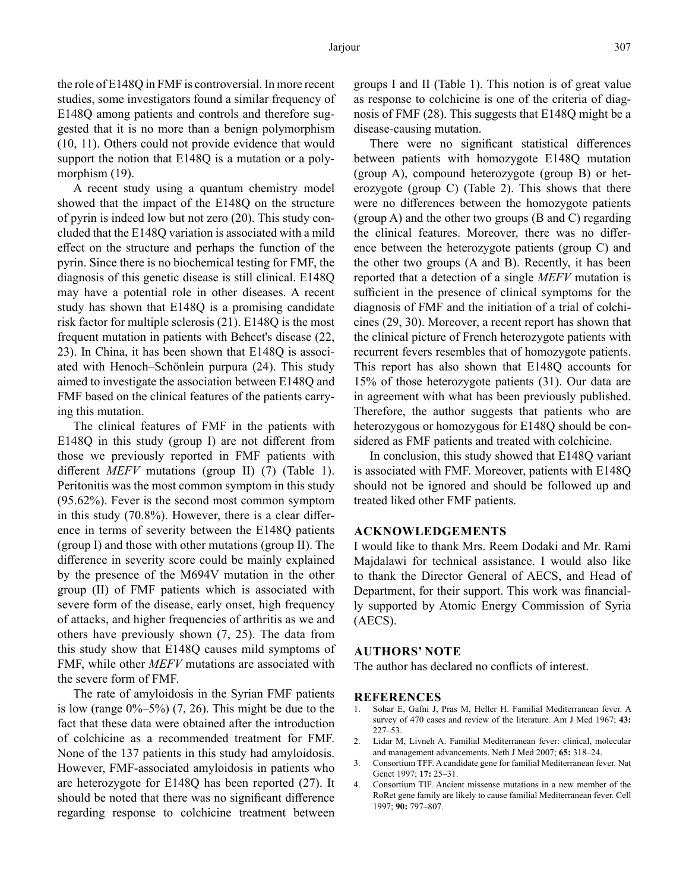the role of E148Q in FMF is controversial. In more recent studies, some investigators found a similar frequency of E148Q among patients and controls and therefore suggested that it is no more than a benign polymorphism (10, 11). Others could not provide evidence that would support the notion that E148Q is a mutation or a polymorphism (19).

A recent study using a quantum chemistry model showed that the impact of the E148Q on the structure of pyrin is indeed low but not zero (20). This study concluded that the E148Q variation is associated with a mild effect on the structure and perhaps the function of the pyrin. Since there is no biochemical testing for FMF, the diagnosis of this genetic disease is still clinical. E148Q may have a potential role in other diseases. A recent study has shown that E148Q is a promising candidate risk factor for multiple sclerosis (21). E148Q is the most frequent mutation in patients with Behcet's disease (22, 23). In China, it has been shown that E148Q is associated with Henoch–Schönlein purpura (24). This study aimed to investigate the association between E148Q and FMF based on the clinical features of the patients carrying this mutation.

The clinical features of FMF in the patients with E148Q in this study (group I) are not different from those we previously reported in FMF patients with different *MEFV* mutations (group II) (7) (Table 1). Peritonitis was the most common symptom in this study (95.62%). Fever is the second most common symptom in this study (70.8%). However, there is a clear difference in terms of severity between the E148Q patients (group I) and those with other mutations (group II). The difference in severity score could be mainly explained by the presence of the M694V mutation in the other group (II) of FMF patients which is associated with severe form of the disease, early onset, high frequency of attacks, and higher frequencies of arthritis as we and others have previously shown (7, 25). The data from this study show that E148Q causes mild symptoms of FMF, while other *MEFV* mutations are associated with the severe form of FMF.

The rate of amyloidosis in the Syrian FMF patients is low (range 0%–5%) (7, 26). This might be due to the fact that these data were obtained after the introduction of colchicine as a recommended treatment for FMF. None of the 137 patients in this study had amyloidosis. However, FMF-associated amyloidosis in patients who are heterozygote for E148Q has been reported (27). It should be noted that there was no significant difference regarding response to colchicine treatment between groups I and II (Table 1). This notion is of great value as response to colchicine is one of the criteria of diagnosis of FMF (28). This suggests that E148Q might be a disease-causing mutation.

There were no significant statistical differences between patients with homozygote E148Q mutation (group A), compound heterozygote (group B) or heterozygote (group C) (Table 2). This shows that there were no differences between the homozygote patients (group A) and the other two groups (B and C) regarding the clinical features. Moreover, there was no difference between the heterozygote patients (group C) and the other two groups (A and B). Recently, it has been reported that a detection of a single *MEFV* mutation is sufficient in the presence of clinical symptoms for the diagnosis of FMF and the initiation of a trial of colchicines (29, 30). Moreover, a recent report has shown that the clinical picture of French heterozygote patients with recurrent fevers resembles that of homozygote patients. This report has also shown that E148Q accounts for 15% of those heterozygote patients (31). Our data are in agreement with what has been previously published. Therefore, the author suggests that patients who are heterozygous or homozygous for E148Q should be considered as FMF patients and treated with colchicine.

In conclusion, this study showed that E148Q variant is associated with FMF. Moreover, patients with E148Q should not be ignored and should be followed up and treated liked other FMF patients.

## ACKNOWLEDGEMENTS

I would like to thank Mrs. Reem Dodaki and Mr. Rami Majdalawi for technical assistance. I would also like to thank the Director General of AECS, and Head of Department, for their support. This work was financially supported by Atomic Energy Commission of Syria (AECS).

## AUTHORS' NOTE

The author has declared no conflicts of interest.

## REFERENCES

1. Sohar E, Gafni J, Pras M, Heller H. Familial Mediterranean fever. A survey of 470 cases and review of the literature. Am J Med 1967; **43:** 227–53.
2. Lidar M, Livneh A. Familial Mediterranean fever: clinical, molecular and management advancements. Neth J Med 2007; **65:** 318–24.
3. Consortium TFF. A candidate gene for familial Mediterranean fever. Nat Genet 1997; **17:** 25–31.
4. Consortium TIF. Ancient missense mutations in a new member of the RoRet gene family are likely to cause familial Mediterranean fever. Cell 1997; **90:** 797–807.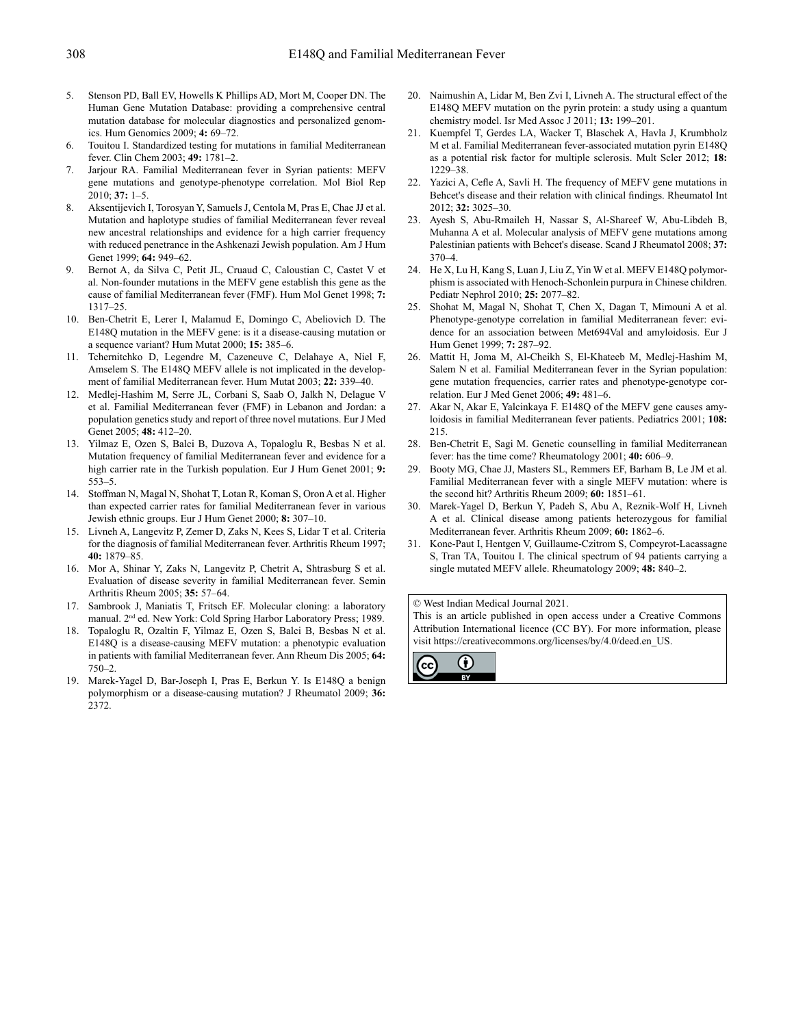5. Stenson PD, Ball EV, Howells K Phillips AD, Mort M, Cooper DN. The Human Gene Mutation Database: providing a comprehensive central mutation database for molecular diagnostics and personalized genomics. Hum Genomics 2009; **4:** 69–72.
6. Touitou I. Standardized testing for mutations in familial Mediterranean fever. Clin Chem 2003; **49:** 1781–2.
7. Jarjour RA. Familial Mediterranean fever in Syrian patients: MEFV gene mutations and genotype-phenotype correlation. Mol Biol Rep 2010; **37:** 1–5.
8. Aksentijevich I, Torosyan Y, Samuels J, Centola M, Pras E, Chae JJ et al. Mutation and haplotype studies of familial Mediterranean fever reveal new ancestral relationships and evidence for a high carrier frequency with reduced penetrance in the Ashkenazi Jewish population. Am J Hum Genet 1999; **64:** 949–62.
9. Bernot A, da Silva C, Petit JL, Cruaud C, Caloustian C, Castet V et al. Non-founder mutations in the MEFV gene establish this gene as the cause of familial Mediterranean fever (FMF). Hum Mol Genet 1998; **7:** 1317–25.
10. Ben-Chetrit E, Lerer I, Malamud E, Domingo C, Abeliovich D. The E148Q mutation in the MEFV gene: is it a disease-causing mutation or a sequence variant? Hum Mutat 2000; **15:** 385–6.
11. Tchernitchko D, Legendre M, Cazeneuve C, Delahaye A, Niel F, Amselem S. The E148Q MEFV allele is not implicated in the development of familial Mediterranean fever. Hum Mutat 2003; **22:** 339–40.
12. Medlej-Hashim M, Serre JL, Corbani S, Saab O, Jalkh N, Delague V et al. Familial Mediterranean fever (FMF) in Lebanon and Jordan: a population genetics study and report of three novel mutations. Eur J Med Genet 2005; **48:** 412–20.
13. Yilmaz E, Ozen S, Balci B, Duzova A, Topaloglu R, Besbas N et al. Mutation frequency of familial Mediterranean fever and evidence for a high carrier rate in the Turkish population. Eur J Hum Genet 2001; **9:** 553–5.
14. Stoffman N, Magal N, Shohat T, Lotan R, Koman S, Oron A et al. Higher than expected carrier rates for familial Mediterranean fever in various Jewish ethnic groups. Eur J Hum Genet 2000; **8:** 307–10.
15. Livneh A, Langevitz P, Zemer D, Zaks N, Kees S, Lidar T et al. Criteria for the diagnosis of familial Mediterranean fever. Arthritis Rheum 1997; **40:** 1879–85.
16. Mor A, Shinar Y, Zaks N, Langevitz P, Chetrit A, Shtrasburg S et al. Evaluation of disease severity in familial Mediterranean fever. Semin Arthritis Rheum 2005; **35:** 57–64.
17. Sambrook J, Maniatis T, Fritsch EF. Molecular cloning: a laboratory manual. 2nd ed. New York: Cold Spring Harbor Laboratory Press; 1989.
18. Topaloglu R, Ozaltin F, Yilmaz E, Ozen S, Balci B, Besbas N et al. E148Q is a disease-causing MEFV mutation: a phenotypic evaluation in patients with familial Mediterranean fever. Ann Rheum Dis 2005; **64:** 750–2.
19. Marek-Yagel D, Bar-Joseph I, Pras E, Berkun Y. Is E148Q a benign polymorphism or a disease-causing mutation? J Rheumatol 2009; **36:** 2372.
20. Naimushin A, Lidar M, Ben Zvi I, Livneh A. The structural effect of the E148Q MEFV mutation on the pyrin protein: a study using a quantum chemistry model. Isr Med Assoc J 2011; **13:** 199–201.
21. Kuempfel T, Gerdes LA, Wacker T, Blaschek A, Havla J, Krumbholz M et al. Familial Mediterranean fever-associated mutation pyrin E148Q as a potential risk factor for multiple sclerosis. Mult Scler 2012; **18:** 1229–38.
22. Yazici A, Cefle A, Savli H. The frequency of MEFV gene mutations in Behcet's disease and their relation with clinical findings. Rheumatol Int 2012; **32:** 3025–30.
23. Ayesh S, Abu-Rmaileh H, Nassar S, Al-Shareef W, Abu-Libdeh B, Muhanna A et al. Molecular analysis of MEFV gene mutations among Palestinian patients with Behcet's disease. Scand J Rheumatol 2008; **37:** 370–4.
24. He X, Lu H, Kang S, Luan J, Liu Z, Yin W et al. MEFV E148Q polymorphism is associated with Henoch-Schonlein purpura in Chinese children. Pediatr Nephrol 2010; **25:** 2077–82.
25. Shohat M, Magal N, Shohat T, Chen X, Dagan T, Mimouni A et al. Phenotype-genotype correlation in familial Mediterranean fever: evidence for an association between Met694Val and amyloidosis. Eur J Hum Genet 1999; **7:** 287–92.
26. Mattit H, Joma M, Al-Cheikh S, El-Khateeb M, Medlej-Hashim M, Salem N et al. Familial Mediterranean fever in the Syrian population: gene mutation frequencies, carrier rates and phenotype-genotype correlation. Eur J Med Genet 2006; **49:** 481–6.
27. Akar N, Akar E, Yalcinkaya F. E148Q of the MEFV gene causes amyloidosis in familial Mediterranean fever patients. Pediatrics 2001; **108:** 215.
28. Ben-Chetrit E, Sagi M. Genetic counselling in familial Mediterranean fever: has the time come? Rheumatology 2001; **40:** 606–9.
29. Booty MG, Chae JJ, Masters SL, Remmers EF, Barham B, Le JM et al. Familial Mediterranean fever with a single MEFV mutation: where is the second hit? Arthritis Rheum 2009; **60:** 1851–61.
30. Marek-Yagel D, Berkun Y, Padeh S, Abu A, Reznik-Wolf H, Livneh A et al. Clinical disease among patients heterozygous for familial Mediterranean fever. Arthritis Rheum 2009; **60:** 1862–6.
31. Kone-Paut I, Hentgen V, Guillaume-Czitrom S, Compeyrot-Lacassagne S, Tran TA, Touitou I. The clinical spectrum of 94 patients carrying a single mutated MEFV allele. Rheumatology 2009; **48:** 840–2.

© West Indian Medical Journal 2021.
This is an article published in open access under a Creative Commons Attribution International licence (CC BY). For more information, please visit https://creativecommons.org/licenses/by/4.0/deed.en_US.